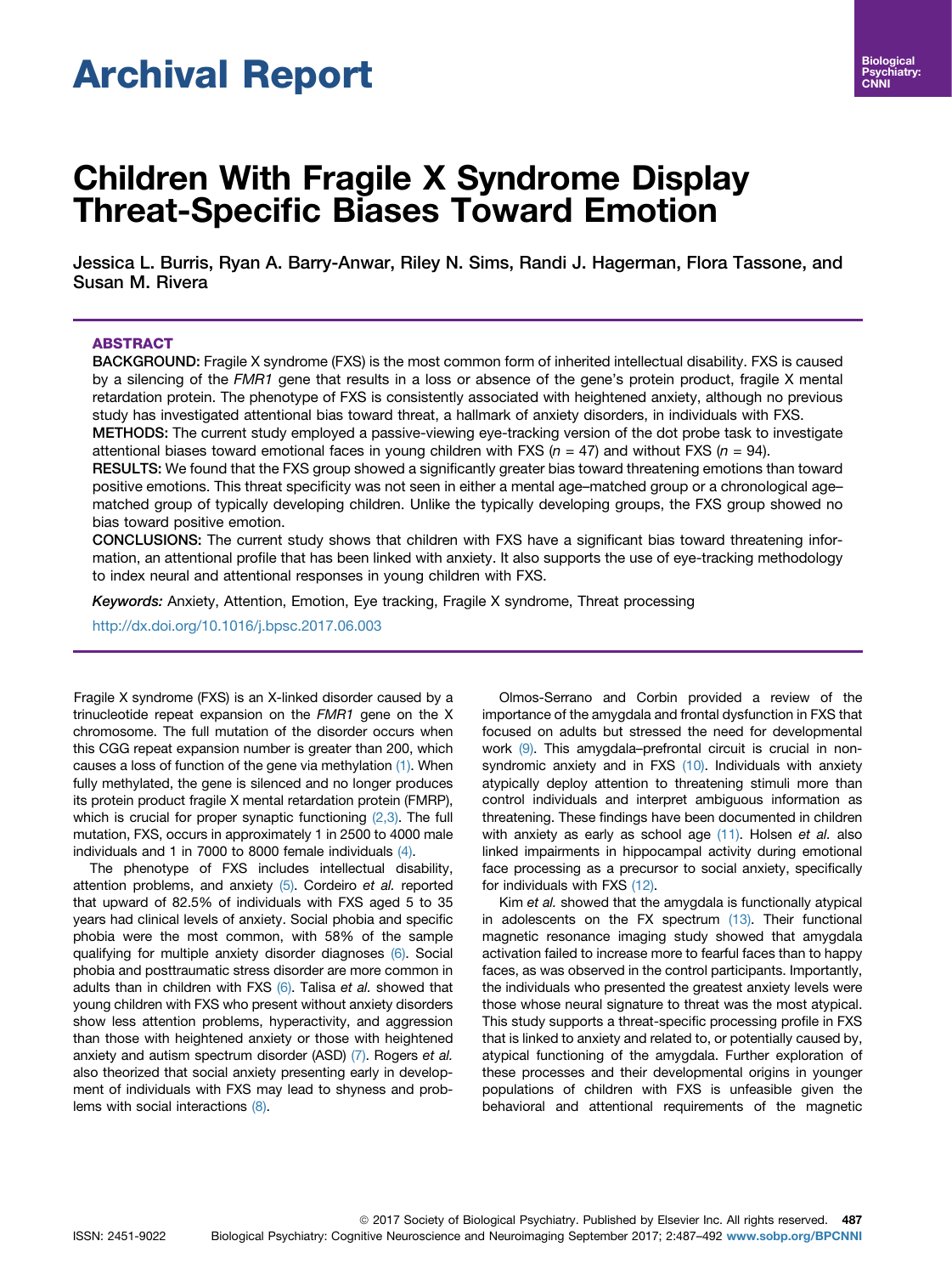# Archival Report

# Children With Fragile X Syndrome Display Threat-Specific Biases Toward Emotion

Jessica L. Burris, Ryan A. Barry-Anwar, Riley N. Sims, Randi J. Hagerman, Flora Tassone, and Susan M. Rivera

### ABSTRACT

**BACKGROUND:** Fragile X syndrome (FXS) is the most common form of inherited intellectual disability. FXS is caused by a silencing of the *FMR1* gene that results in a loss or absence of the gene's protein product, fragile X mental retardation protein. The phenotype of FXS is consistently associated with heightened anxiety, although no previous study has investigated attentional bias toward threat, a hallmark of anxiety disorders, in individuals with FXS.

**METHODS:** The current study employed a passive-viewing eye-tracking version of the dot probe task to investigate attentional biases toward emotional faces in young children with FXS ($n = 47$) and without FXS ($n = 94$).

**RESULTS:** We found that the FXS group showed a significantly greater bias toward threatening emotions than toward positive emotions. This threat specificity was not seen in either a mental age–matched group or a chronological age–matched group of typically developing children. Unlike the typically developing groups, the FXS group showed no bias toward positive emotion.

**CONCLUSIONS:** The current study shows that children with FXS have a significant bias toward threatening information, an attentional profile that has been linked with anxiety. It also supports the use of eye-tracking methodology to index neural and attentional responses in young children with FXS.

*Keywords:* Anxiety, Attention, Emotion, Eye tracking, Fragile X syndrome, Threat processing

http://dx.doi.org/10.1016/j.bpsc.2017.06.003

Fragile X syndrome (FXS) is an X-linked disorder caused by a trinucleotide repeat expansion on the *FMR1* gene on the X chromosome. The full mutation of the disorder occurs when this CGG repeat expansion number is greater than 200, which causes a loss of function of the gene via methylation (1). When fully methylated, the gene is silenced and no longer produces its protein product fragile X mental retardation protein (FMRP), which is crucial for proper synaptic functioning (2,3). The full mutation, FXS, occurs in approximately 1 in 2500 to 4000 male individuals and 1 in 7000 to 8000 female individuals (4).

The phenotype of FXS includes intellectual disability, attention problems, and anxiety (5). Cordeiro *et al.* reported that upward of 82.5% of individuals with FXS aged 5 to 35 years had clinical levels of anxiety. Social phobia and specific phobia were the most common, with 58% of the sample qualifying for multiple anxiety disorder diagnoses (6). Social phobia and posttraumatic stress disorder are more common in adults than in children with FXS (6). Talisa *et al.* showed that young children with FXS who present without anxiety disorders show less attention problems, hyperactivity, and aggression than those with heightened anxiety or those with heightened anxiety and autism spectrum disorder (ASD) (7). Rogers *et al.* also theorized that social anxiety presenting early in development of individuals with FXS may lead to shyness and problems with social interactions (8).

Olmos-Serrano and Corbin provided a review of the importance of the amygdala and frontal dysfunction in FXS that focused on adults but stressed the need for developmental work (9). This amygdala–prefrontal circuit is crucial in non-syndromic anxiety and in FXS (10). Individuals with anxiety atypically deploy attention to threatening stimuli more than control individuals and interpret ambiguous information as threatening. These findings have been documented in children with anxiety as early as school age (11). Holsen *et al.* also linked impairments in hippocampal activity during emotional face processing as a precursor to social anxiety, specifically for individuals with FXS (12).

Kim *et al.* showed that the amygdala is functionally atypical in adolescents on the FX spectrum (13). Their functional magnetic resonance imaging study showed that amygdala activation failed to increase more to fearful faces than to happy faces, as was observed in the control participants. Importantly, the individuals who presented the greatest anxiety levels were those whose neural signature to threat was the most atypical. This study supports a threat-specific processing profile in FXS that is linked to anxiety and related to, or potentially caused by, atypical functioning of the amygdala. Further exploration of these processes and their developmental origins in younger populations of children with FXS is unfeasible given the behavioral and attentional requirements of the magnetic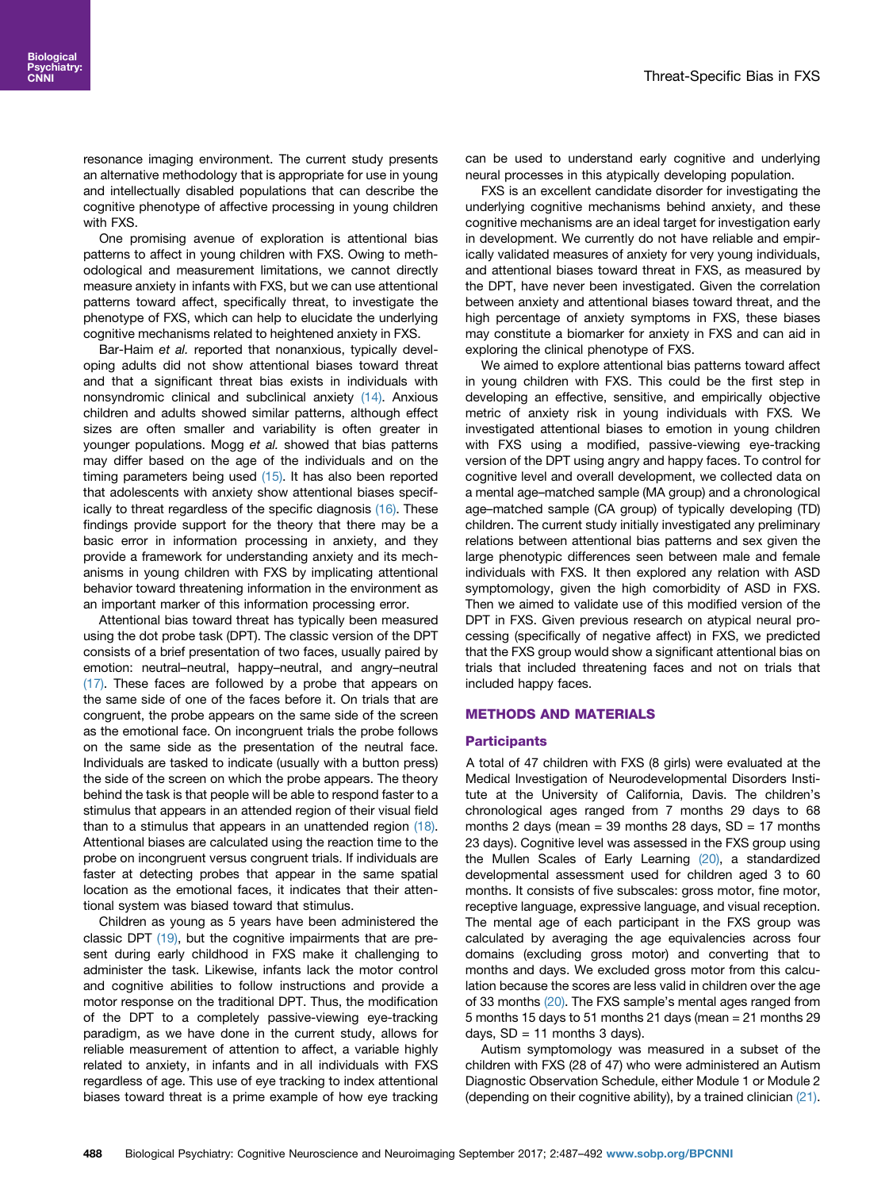resonance imaging environment. The current study presents an alternative methodology that is appropriate for use in young and intellectually disabled populations that can describe the cognitive phenotype of affective processing in young children with FXS.

One promising avenue of exploration is attentional bias patterns to affect in young children with FXS. Owing to methodological and measurement limitations, we cannot directly measure anxiety in infants with FXS, but we can use attentional patterns toward affect, specifically threat, to investigate the phenotype of FXS, which can help to elucidate the underlying cognitive mechanisms related to heightened anxiety in FXS.

Bar-Haim *et al.* reported that nonanxious, typically developing adults did not show attentional biases toward threat and that a significant threat bias exists in individuals with nonsyndromic clinical and subclinical anxiety (14). Anxious children and adults showed similar patterns, although effect sizes are often smaller and variability is often greater in younger populations. Mogg *et al.* showed that bias patterns may differ based on the age of the individuals and on the timing parameters being used (15). It has also been reported that adolescents with anxiety show attentional biases specifically to threat regardless of the specific diagnosis (16). These findings provide support for the theory that there may be a basic error in information processing in anxiety, and they provide a framework for understanding anxiety and its mechanisms in young children with FXS by implicating attentional behavior toward threatening information in the environment as an important marker of this information processing error.

Attentional bias toward threat has typically been measured using the dot probe task (DPT). The classic version of the DPT consists of a brief presentation of two faces, usually paired by emotion: neutral–neutral, happy–neutral, and angry–neutral (17). These faces are followed by a probe that appears on the same side of one of the faces before it. On trials that are congruent, the probe appears on the same side of the screen as the emotional face. On incongruent trials the probe follows on the same side as the presentation of the neutral face. Individuals are tasked to indicate (usually with a button press) the side of the screen on which the probe appears. The theory behind the task is that people will be able to respond faster to a stimulus that appears in an attended region of their visual field than to a stimulus that appears in an unattended region (18). Attentional biases are calculated using the reaction time to the probe on incongruent versus congruent trials. If individuals are faster at detecting probes that appear in the same spatial location as the emotional faces, it indicates that their attentional system was biased toward that stimulus.

Children as young as 5 years have been administered the classic DPT (19), but the cognitive impairments that are present during early childhood in FXS make it challenging to administer the task. Likewise, infants lack the motor control and cognitive abilities to follow instructions and provide a motor response on the traditional DPT. Thus, the modification of the DPT to a completely passive-viewing eye-tracking paradigm, as we have done in the current study, allows for reliable measurement of attention to affect, a variable highly related to anxiety, in infants and in all individuals with FXS regardless of age. This use of eye tracking to index attentional biases toward threat is a prime example of how eye tracking can be used to understand early cognitive and underlying neural processes in this atypically developing population.

FXS is an excellent candidate disorder for investigating the underlying cognitive mechanisms behind anxiety, and these cognitive mechanisms are an ideal target for investigation early in development. We currently do not have reliable and empirically validated measures of anxiety for very young individuals, and attentional biases toward threat in FXS, as measured by the DPT, have never been investigated. Given the correlation between anxiety and attentional biases toward threat, and the high percentage of anxiety symptoms in FXS, these biases may constitute a biomarker for anxiety in FXS and can aid in exploring the clinical phenotype of FXS.

We aimed to explore attentional bias patterns toward affect in young children with FXS. This could be the first step in developing an effective, sensitive, and empirically objective metric of anxiety risk in young individuals with FXS. We investigated attentional biases to emotion in young children with FXS using a modified, passive-viewing eye-tracking version of the DPT using angry and happy faces. To control for cognitive level and overall development, we collected data on a mental age–matched sample (MA group) and a chronological age–matched sample (CA group) of typically developing (TD) children. The current study initially investigated any preliminary relations between attentional bias patterns and sex given the large phenotypic differences seen between male and female individuals with FXS. It then explored any relation with ASD symptomology, given the high comorbidity of ASD in FXS. Then we aimed to validate use of this modified version of the DPT in FXS. Given previous research on atypical neural processing (specifically of negative affect) in FXS, we predicted that the FXS group would show a significant attentional bias on trials that included threatening faces and not on trials that included happy faces.

## METHODS AND MATERIALS

### Participants

A total of 47 children with FXS (8 girls) were evaluated at the Medical Investigation of Neurodevelopmental Disorders Institute at the University of California, Davis. The children's chronological ages ranged from 7 months 29 days to 68 months 2 days (mean = 39 months 28 days, SD = 17 months 23 days). Cognitive level was assessed in the FXS group using the Mullen Scales of Early Learning (20), a standardized developmental assessment used for children aged 3 to 60 months. It consists of five subscales: gross motor, fine motor, receptive language, expressive language, and visual reception. The mental age of each participant in the FXS group was calculated by averaging the age equivalencies across four domains (excluding gross motor) and converting that to months and days. We excluded gross motor from this calculation because the scores are less valid in children over the age of 33 months (20). The FXS sample's mental ages ranged from 5 months 15 days to 51 months 21 days (mean = 21 months 29 days, SD = 11 months 3 days).

Autism symptomology was measured in a subset of the children with FXS (28 of 47) who were administered an Autism Diagnostic Observation Schedule, either Module 1 or Module 2 (depending on their cognitive ability), by a trained clinician (21).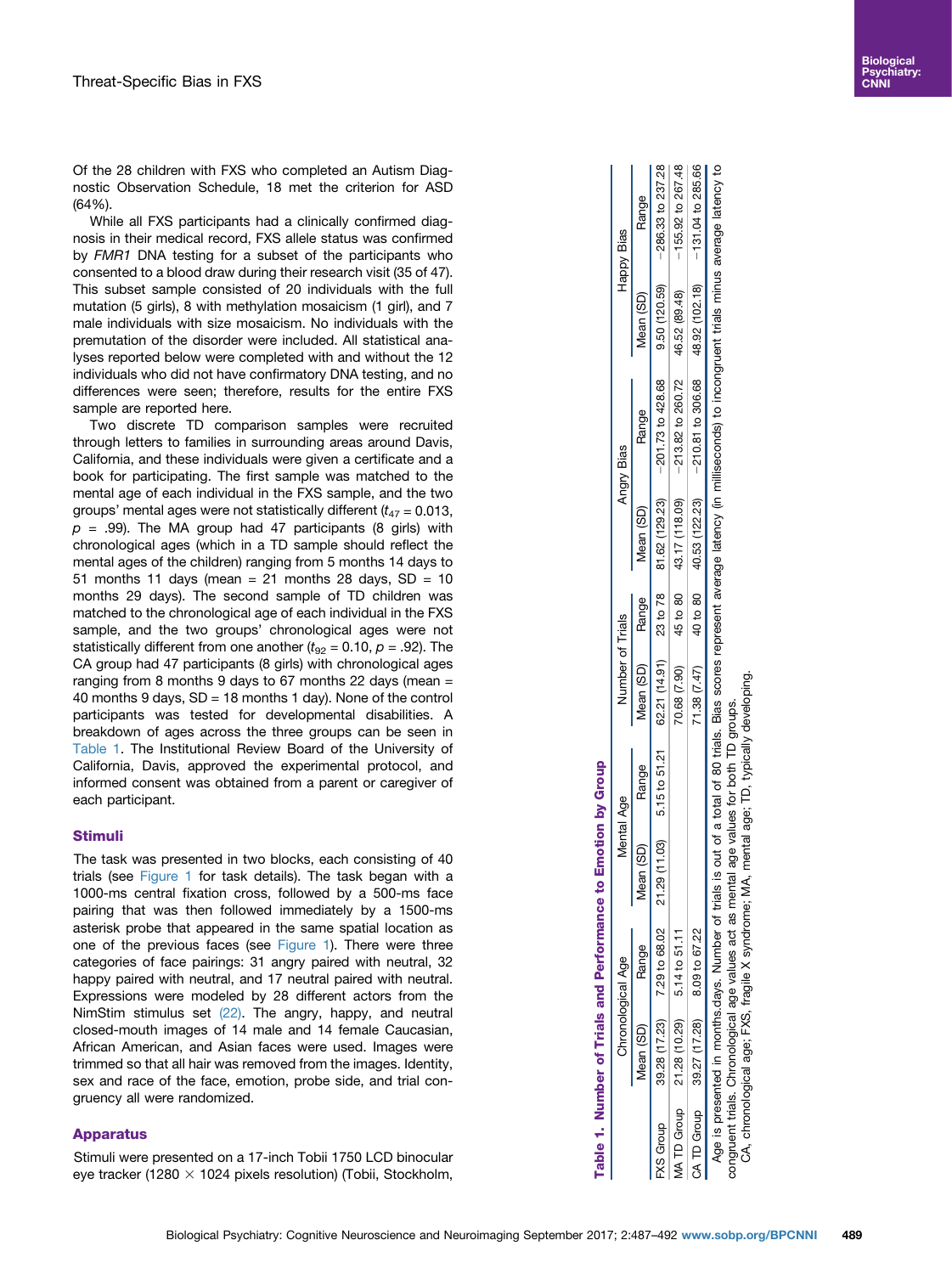Of the 28 children with FXS who completed an Autism Diagnostic Observation Schedule, 18 met the criterion for ASD (64%).

While all FXS participants had a clinically confirmed diagnosis in their medical record, FXS allele status was confirmed by *FMR1* DNA testing for a subset of the participants who consented to a blood draw during their research visit (35 of 47). This subset sample consisted of 20 individuals with the full mutation (5 girls), 8 with methylation mosaicism (1 girl), and 7 male individuals with size mosaicism. No individuals with the premutation of the disorder were included. All statistical analyses reported below were completed with and without the 12 individuals who did not have confirmatory DNA testing, and no differences were seen; therefore, results for the entire FXS sample are reported here.

Two discrete TD comparison samples were recruited through letters to families in surrounding areas around Davis, California, and these individuals were given a certificate and a book for participating. The first sample was matched to the mental age of each individual in the FXS sample, and the two groups' mental ages were not statistically different ($t_{47} = 0.013$, $p = .99$). The MA group had 47 participants (8 girls) with chronological ages (which in a TD sample should reflect the mental ages of the children) ranging from 5 months 14 days to 51 months 11 days (mean = 21 months 28 days, SD = 10 months 29 days). The second sample of TD children was matched to the chronological age of each individual in the FXS sample, and the two groups' chronological ages were not statistically different from one another ($t_{92} = 0.10$, $p = .92$). The CA group had 47 participants (8 girls) with chronological ages ranging from 8 months 9 days to 67 months 22 days (mean = 40 months 9 days, SD = 18 months 1 day). None of the control participants was tested for developmental disabilities. A breakdown of ages across the three groups can be seen in Table 1. The Institutional Review Board of the University of California, Davis, approved the experimental protocol, and informed consent was obtained from a parent or caregiver of each participant.

## Stimuli

The task was presented in two blocks, each consisting of 40 trials (see Figure 1 for task details). The task began with a 1000-ms central fixation cross, followed by a 500-ms face pairing that was then followed immediately by a 1500-ms asterisk probe that appeared in the same spatial location as one of the previous faces (see Figure 1). There were three categories of face pairings: 31 angry paired with neutral, 32 happy paired with neutral, and 17 neutral paired with neutral. Expressions were modeled by 28 different actors from the NimStim stimulus set (22). The angry, happy, and neutral closed-mouth images of 14 male and 14 female Caucasian, African American, and Asian faces were used. Images were trimmed so that all hair was removed from the images. Identity, sex and race of the face, emotion, probe side, and trial congruency all were randomized.

## Apparatus

Stimuli were presented on a 17-inch Tobii 1750 LCD binocular eye tracker (1280 × 1024 pixels resolution) (Tobii, Stockholm,

**Table 1. Number of Trials and Performance to Emotion by Group**

| | Chronological Age | | Mental Age | | Number of Trials | | Angry Bias | | Happy Bias | |
|---|---|---|---|---|---|---|---|---|---|---|
| | Mean (SD) | Range | Mean (SD) | Range | Mean (SD) | Range | Mean (SD) | Range | Mean (SD) | Range |
| FXS Group | 39.28 (17.23) | 7.29 to 68.02 | 21.29 (11.03) | 5.15 to 51.21 | 62.21 (14.91) | 23 to 78 | 81.62 (129.23) | −201.73 to 428.68 | 9.50 (120.59) | −286.33 to 237.28 |
| MA TD Group | 21.28 (10.29) | 5.14 to 51.11 | | | 70.68 (7.90) | 45 to 80 | 43.17 (118.09) | −213.82 to 260.72 | 46.52 (89.48) | −155.92 to 267.48 |
| CA TD Group | 39.27 (17.28) | 8.09 to 67.22 | | | 71.38 (7.47) | 40 to 80 | 40.53 (122.23) | −210.81 to 306.68 | 48.92 (102.18) | −131.04 to 285.66 |

Age is presented in months.days. Number of trials is out of a total of 80 trials. Bias scores represent average latency (in milliseconds) to incongruent trials minus average latency to congruent trials. Chronological age values act as mental age values for both TD groups.

CA, chronological age; FXS, fragile X syndrome; MA, mental age; TD, typically developing.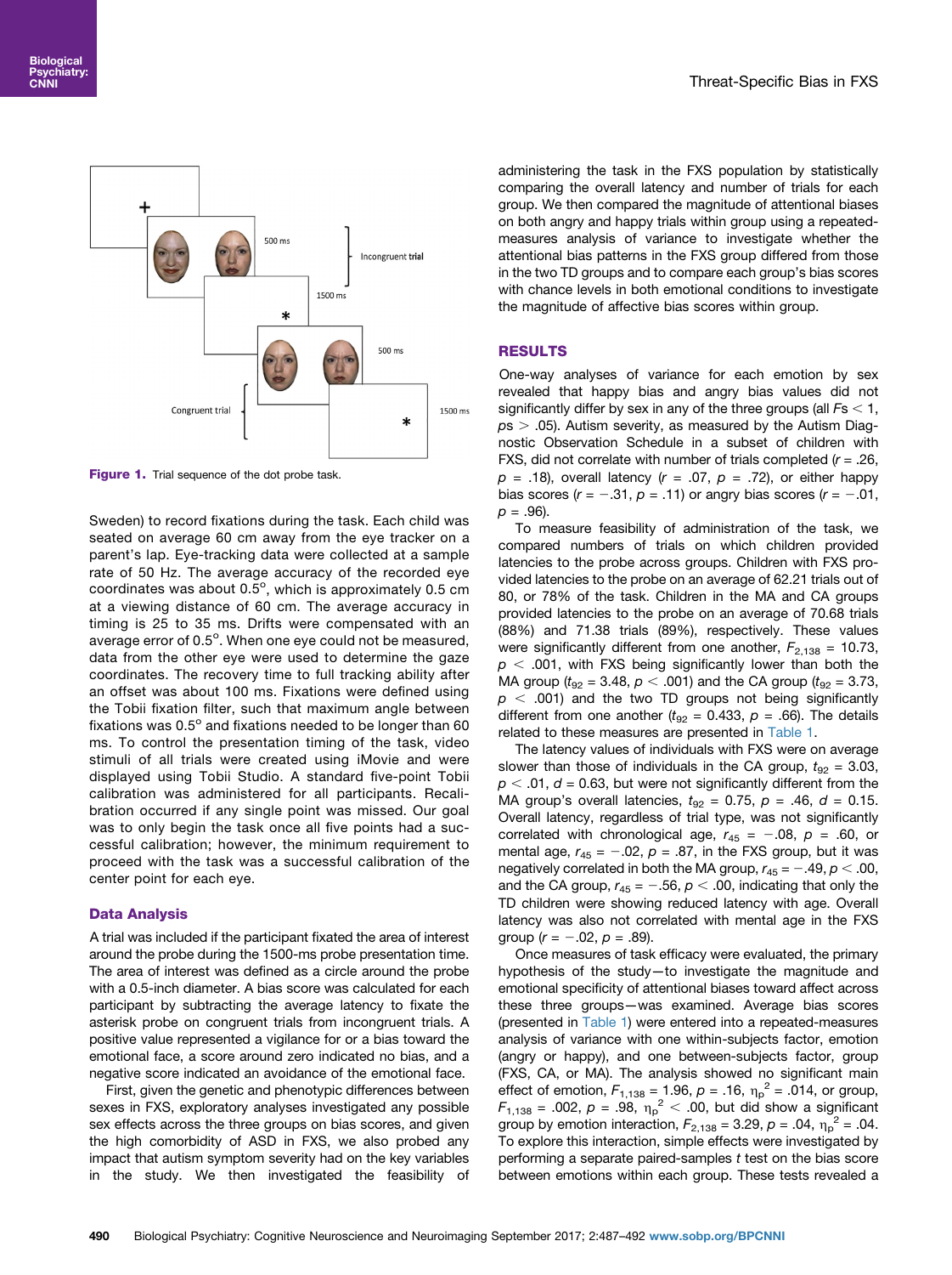Figure 1. Trial sequence of the dot probe task.

Sweden) to record fixations during the task. Each child was seated on average 60 cm away from the eye tracker on a parent's lap. Eye-tracking data were collected at a sample rate of 50 Hz. The average accuracy of the recorded eye coordinates was about 0.5°, which is approximately 0.5 cm at a viewing distance of 60 cm. The average accuracy in timing is 25 to 35 ms. Drifts were compensated with an average error of 0.5°. When one eye could not be measured, data from the other eye were used to determine the gaze coordinates. The recovery time to full tracking ability after an offset was about 100 ms. Fixations were defined using the Tobii fixation filter, such that maximum angle between fixations was 0.5° and fixations needed to be longer than 60 ms. To control the presentation timing of the task, video stimuli of all trials were created using iMovie and were displayed using Tobii Studio. A standard five-point Tobii calibration was administered for all participants. Recalibration occurred if any single point was missed. Our goal was to only begin the task once all five points had a successful calibration; however, the minimum requirement to proceed with the task was a successful calibration of the center point for each eye.

### Data Analysis

A trial was included if the participant fixated the area of interest around the probe during the 1500-ms probe presentation time. The area of interest was defined as a circle around the probe with a 0.5-inch diameter. A bias score was calculated for each participant by subtracting the average latency to fixate the asterisk probe on congruent trials from incongruent trials. A positive value represented a vigilance for or a bias toward the emotional face, a score around zero indicated no bias, and a negative score indicated an avoidance of the emotional face.

First, given the genetic and phenotypic differences between sexes in FXS, exploratory analyses investigated any possible sex effects across the three groups on bias scores, and given the high comorbidity of ASD in FXS, we also probed any impact that autism symptom severity had on the key variables in the study. We then investigated the feasibility of administering the task in the FXS population by statistically comparing the overall latency and number of trials for each group. We then compared the magnitude of attentional biases on both angry and happy trials within group using a repeated-measures analysis of variance to investigate whether the attentional bias patterns in the FXS group differed from those in the two TD groups and to compare each group's bias scores with chance levels in both emotional conditions to investigate the magnitude of affective bias scores within group.

## RESULTS

One-way analyses of variance for each emotion by sex revealed that happy bias and angry bias values did not significantly differ by sex in any of the three groups (all $Fs < 1$, $ps > .05$). Autism severity, as measured by the Autism Diagnostic Observation Schedule in a subset of children with FXS, did not correlate with number of trials completed ($r = .26$, $p = .18$), overall latency ($r = .07$, $p = .72$), or either happy bias scores ($r = -.31$, $p = .11$) or angry bias scores ($r = -.01$, $p = .96$).

To measure feasibility of administration of the task, we compared numbers of trials on which children provided latencies to the probe across groups. Children with FXS provided latencies to the probe on an average of 62.21 trials out of 80, or 78% of the task. Children in the MA and CA groups provided latencies to the probe on an average of 70.68 trials (88%) and 71.38 trials (89%), respectively. These values were significantly different from one another, $F_{2,138} = 10.73$, $p < .001$, with FXS being significantly lower than both the MA group ($t_{92} = 3.48$, $p < .001$) and the CA group ($t_{92} = 3.73$, $p < .001$) and the two TD groups not being significantly different from one another ($t_{92} = 0.433$, $p = .66$). The details related to these measures are presented in Table 1.

The latency values of individuals with FXS were on average slower than those of individuals in the CA group, $t_{92} = 3.03$, $p < .01$, $d = 0.63$, but were not significantly different from the MA group's overall latencies, $t_{92} = 0.75$, $p = .46$, $d = 0.15$. Overall latency, regardless of trial type, was not significantly correlated with chronological age, $r_{45} = -.08$, $p = .60$, or mental age, $r_{45} = -.02$, $p = .87$, in the FXS group, but it was negatively correlated in both the MA group, $r_{45} = -.49$, $p < .00$, and the CA group, $r_{45} = -.56$, $p < .00$, indicating that only the TD children were showing reduced latency with age. Overall latency was also not correlated with mental age in the FXS group ($r = -.02$, $p = .89$).

Once measures of task efficacy were evaluated, the primary hypothesis of the study—to investigate the magnitude and emotional specificity of attentional biases toward affect across these three groups—was examined. Average bias scores (presented in Table 1) were entered into a repeated-measures analysis of variance with one within-subjects factor, emotion (angry or happy), and one between-subjects factor, group (FXS, CA, or MA). The analysis showed no significant main effect of emotion, $F_{1,138} = 1.96$, $p = .16$, $\eta_p^2 = .014$, or group, $F_{1,138} = .002$, $p = .98$, $\eta_p^2 < .00$, but did show a significant group by emotion interaction, $F_{2,138} = 3.29$, $p = .04$, $\eta_p^2 = .04$. To explore this interaction, simple effects were investigated by performing a separate paired-samples $t$ test on the bias score between emotions within each group. These tests revealed a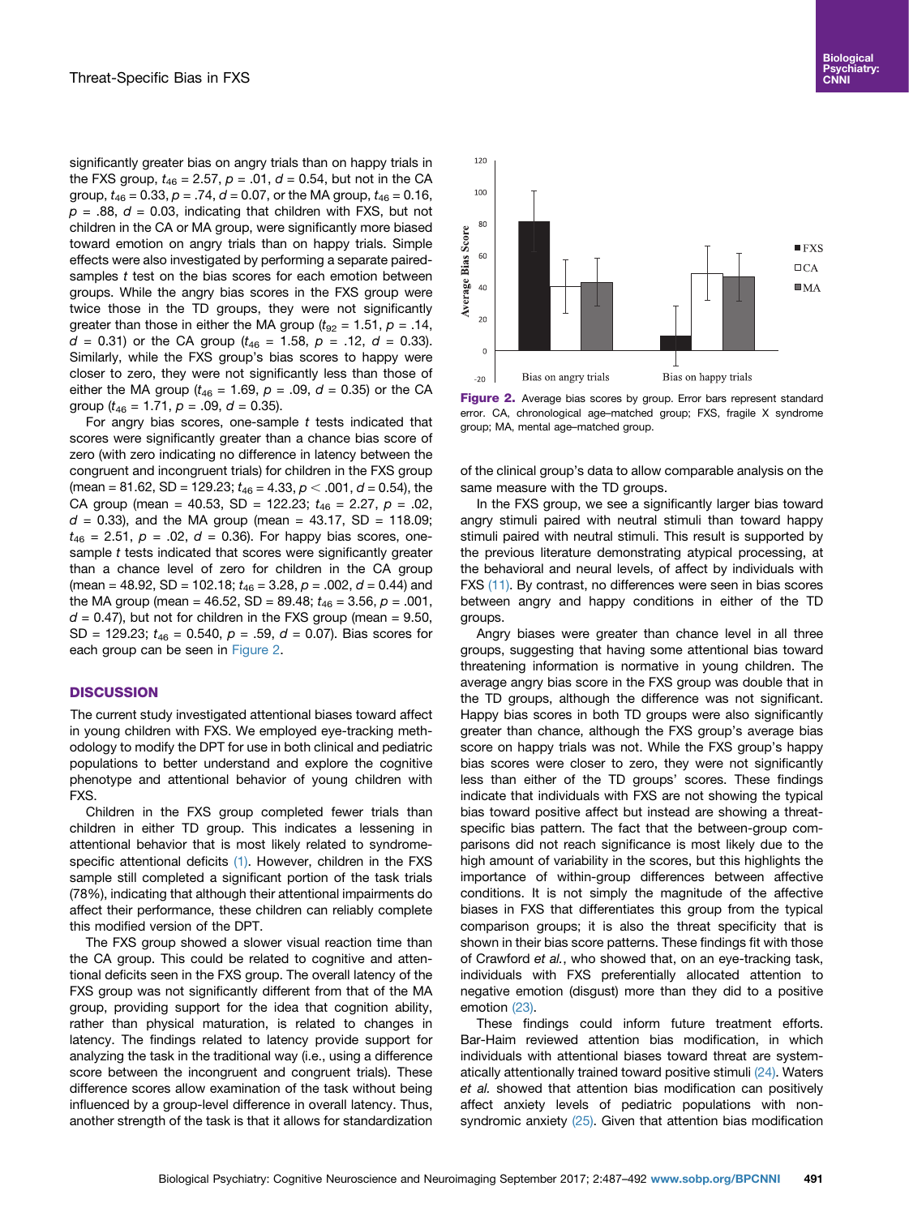significantly greater bias on angry trials than on happy trials in the FXS group, $t_{46} = 2.57$, $p = .01$, $d = 0.54$, but not in the CA group, $t_{46} = 0.33$, $p = .74$, $d = 0.07$, or the MA group, $t_{46} = 0.16$, $p = .88$, $d = 0.03$, indicating that children with FXS, but not children in the CA or MA group, were significantly more biased toward emotion on angry trials than on happy trials. Simple effects were also investigated by performing a separate paired-samples $t$ test on the bias scores for each emotion between groups. While the angry bias scores in the FXS group were twice those in the TD groups, they were not significantly greater than those in either the MA group ($t_{92} = 1.51$, $p = .14$, $d = 0.31$) or the CA group ($t_{46} = 1.58$, $p = .12$, $d = 0.33$). Similarly, while the FXS group's bias scores to happy were closer to zero, they were not significantly less than those of either the MA group ($t_{46} = 1.69$, $p = .09$, $d = 0.35$) or the CA group ($t_{46} = 1.71$, $p = .09$, $d = 0.35$).

For angry bias scores, one-sample $t$ tests indicated that scores were significantly greater than a chance bias score of zero (with zero indicating no difference in latency between the congruent and incongruent trials) for children in the FXS group (mean = 81.62, SD = 129.23; $t_{46} = 4.33$, $p < .001$, $d = 0.54$), the CA group (mean = 40.53, SD = 122.23; $t_{46} = 2.27$, $p = .02$, $d = 0.33$), and the MA group (mean = 43.17, SD = 118.09; $t_{46} = 2.51$, $p = .02$, $d = 0.36$). For happy bias scores, one-sample $t$ tests indicated that scores were significantly greater than a chance level of zero for children in the CA group (mean = 48.92, SD = 102.18; $t_{46} = 3.28$, $p = .002$, $d = 0.44$) and the MA group (mean = 46.52, SD = 89.48; $t_{46} = 3.56$, $p = .001$, $d = 0.47$), but not for children in the FXS group (mean = 9.50, SD = 129.23; $t_{46} = 0.540$, $p = .59$, $d = 0.07$). Bias scores for each group can be seen in Figure 2.

**Figure 2.** Average bias scores by group. Error bars represent standard error. CA, chronological age–matched group; FXS, fragile X syndrome group; MA, mental age–matched group.

## DISCUSSION

The current study investigated attentional biases toward affect in young children with FXS. We employed eye-tracking methodology to modify the DPT for use in both clinical and pediatric populations to better understand and explore the cognitive phenotype and attentional behavior of young children with FXS.

Children in the FXS group completed fewer trials than children in either TD group. This indicates a lessening in attentional behavior that is most likely related to syndrome-specific attentional deficits (1). However, children in the FXS sample still completed a significant portion of the task trials (78%), indicating that although their attentional impairments do affect their performance, these children can reliably complete this modified version of the DPT.

The FXS group showed a slower visual reaction time than the CA group. This could be related to cognitive and attentional deficits seen in the FXS group. The overall latency of the FXS group was not significantly different from that of the MA group, providing support for the idea that cognition ability, rather than physical maturation, is related to changes in latency. The findings related to latency provide support for analyzing the task in the traditional way (i.e., using a difference score between the incongruent and congruent trials). These difference scores allow examination of the task without being influenced by a group-level difference in overall latency. Thus, another strength of the task is that it allows for standardization of the clinical group's data to allow comparable analysis on the same measure with the TD groups.

In the FXS group, we see a significantly larger bias toward angry stimuli paired with neutral stimuli than toward happy stimuli paired with neutral stimuli. This result is supported by the previous literature demonstrating atypical processing, at the behavioral and neural levels, of affect by individuals with FXS (11). By contrast, no differences were seen in bias scores between angry and happy conditions in either of the TD groups.

Angry biases were greater than chance level in all three groups, suggesting that having some attentional bias toward threatening information is normative in young children. The average angry bias score in the FXS group was double that in the TD groups, although the difference was not significant. Happy bias scores in both TD groups were also significantly greater than chance, although the FXS group's average bias score on happy trials was not. While the FXS group's happy bias scores were closer to zero, they were not significantly less than either of the TD groups' scores. These findings indicate that individuals with FXS are not showing the typical bias toward positive affect but instead are showing a threat-specific bias pattern. The fact that the between-group comparisons did not reach significance is most likely due to the high amount of variability in the scores, but this highlights the importance of within-group differences between affective conditions. It is not simply the magnitude of the affective biases in FXS that differentiates this group from the typical comparison groups; it is also the threat specificity that is shown in their bias score patterns. These findings fit with those of Crawford *et al.*, who showed that, on an eye-tracking task, individuals with FXS preferentially allocated attention to negative emotion (disgust) more than they did to a positive emotion (23).

These findings could inform future treatment efforts. Bar-Haim reviewed attention bias modification, in which individuals with attentional biases toward threat are systematically attentionally trained toward positive stimuli (24). Waters *et al.* showed that attention bias modification can positively affect anxiety levels of pediatric populations with non-syndromic anxiety (25). Given that attention bias modification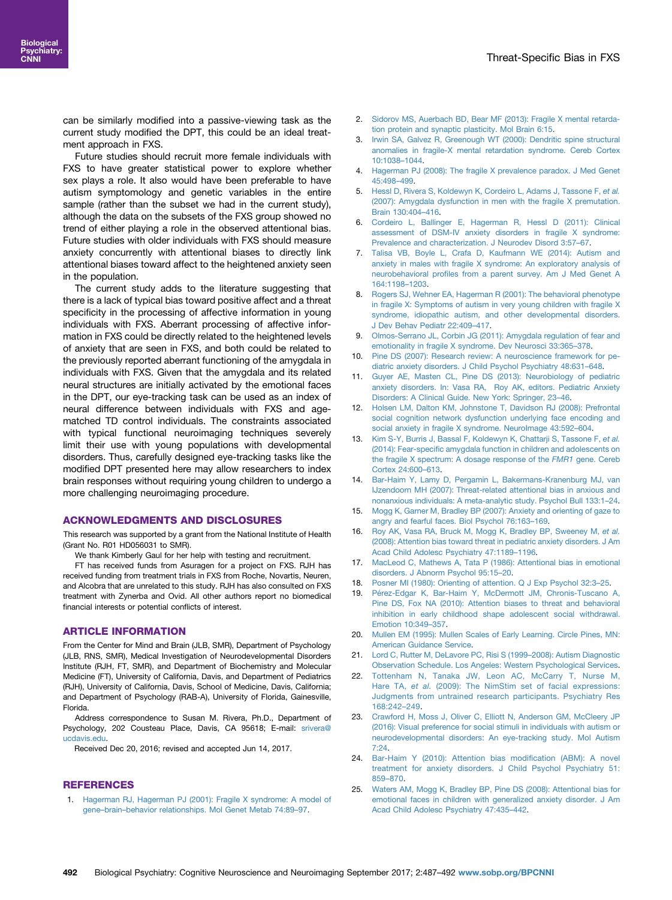can be similarly modified into a passive-viewing task as the current study modified the DPT, this could be an ideal treatment approach in FXS.

Future studies should recruit more female individuals with FXS to have greater statistical power to explore whether sex plays a role. It also would have been preferable to have autism symptomology and genetic variables in the entire sample (rather than the subset we had in the current study), although the data on the subsets of the FXS group showed no trend of either playing a role in the observed attentional bias. Future studies with older individuals with FXS should measure anxiety concurrently with attentional biases to directly link attentional biases toward affect to the heightened anxiety seen in the population.

The current study adds to the literature suggesting that there is a lack of typical bias toward positive affect and a threat specificity in the processing of affective information in young individuals with FXS. Aberrant processing of affective information in FXS could be directly related to the heightened levels of anxiety that are seen in FXS, and both could be related to the previously reported aberrant functioning of the amygdala in individuals with FXS. Given that the amygdala and its related neural structures are initially activated by the emotional faces in the DPT, our eye-tracking task can be used as an index of neural difference between individuals with FXS and age-matched TD control individuals. The constraints associated with typical functional neuroimaging techniques severely limit their use with young populations with developmental disorders. Thus, carefully designed eye-tracking tasks like the modified DPT presented here may allow researchers to index brain responses without requiring young children to undergo a more challenging neuroimaging procedure.

## ACKNOWLEDGMENTS AND DISCLOSURES

This research was supported by a grant from the National Institute of Health (Grant No. R01 HD056031 to SMR).

We thank Kimberly Gaul for her help with testing and recruitment.

FT has received funds from Asuragen for a project on FXS. RJH has received funding from treatment trials in FXS from Roche, Novartis, Neuren, and Alcobra that are unrelated to this study. RJH has also consulted on FXS treatment with Zynerba and Ovid. All other authors report no biomedical financial interests or potential conflicts of interest.

## ARTICLE INFORMATION

From the Center for Mind and Brain (JLB, SMR), Department of Psychology (JLB, RNS, SMR), Medical Investigation of Neurodevelopmental Disorders Institute (RJH, FT, SMR), and Department of Biochemistry and Molecular Medicine (FT), University of California, Davis, and Department of Pediatrics (RJH), University of California, Davis, School of Medicine, Davis, California; and Department of Psychology (RAB-A), University of Florida, Gainesville, Florida.

Address correspondence to Susan M. Rivera, Ph.D., Department of Psychology, 202 Cousteau Place, Davis, CA 95618; E-mail: srivera@ucdavis.edu.

Received Dec 20, 2016; revised and accepted Jun 14, 2017.

## REFERENCES

1. Hagerman RJ, Hagerman PJ (2001): Fragile X syndrome: A model of gene–brain–behavior relationships. Mol Genet Metab 74:89–97.
2. Sidorov MS, Auerbach BD, Bear MF (2013): Fragile X mental retardation protein and synaptic plasticity. Mol Brain 6:15.
3. Irwin SA, Galvez R, Greenough WT (2000): Dendritic spine structural anomalies in fragile-X mental retardation syndrome. Cereb Cortex 10:1038–1044.
4. Hagerman PJ (2008): The fragile X prevalence paradox. J Med Genet 45:498–499.
5. Hessl D, Rivera S, Koldewyn K, Cordeiro L, Adams J, Tassone F, *et al.* (2007): Amygdala dysfunction in men with the fragile X premutation. Brain 130:404–416.
6. Cordeiro L, Ballinger E, Hagerman R, Hessl D (2011): Clinical assessment of DSM-IV anxiety disorders in fragile X syndrome: Prevalence and characterization. J Neurodev Disord 3:57–67.
7. Talisa VB, Boyle L, Crafa D, Kaufmann WE (2014): Autism and anxiety in males with fragile X syndrome: An exploratory analysis of neurobehavioral profiles from a parent survey. Am J Med Genet A 164:1198–1203.
8. Rogers SJ, Wehner EA, Hagerman R (2001): The behavioral phenotype in fragile X: Symptoms of autism in very young children with fragile X syndrome, idiopathic autism, and other developmental disorders. J Dev Behav Pediatr 22:409–417.
9. Olmos-Serrano JL, Corbin JG (2011): Amygdala regulation of fear and emotionality in fragile X syndrome. Dev Neurosci 33:365–378.
10. Pine DS (2007): Research review: A neuroscience framework for pediatric anxiety disorders. J Child Psychol Psychiatry 48:631–648.
11. Guyer AE, Masten CL, Pine DS (2013): Neurobiology of pediatric anxiety disorders. In: Vasa RA, Roy AK, editors. Pediatric Anxiety Disorders: A Clinical Guide. New York: Springer, 23–46.
12. Holsen LM, Dalton KM, Johnstone T, Davidson RJ (2008): Prefrontal social cognition network dysfunction underlying face encoding and social anxiety in fragile X syndrome. NeuroImage 43:592–604.
13. Kim S-Y, Burris J, Bassal F, Koldewyn K, Chattarji S, Tassone F, *et al.* (2014): Fear-specific amygdala function in children and adolescents on the fragile X spectrum: A dosage response of the *FMR1* gene. Cereb Cortex 24:600–613.
14. Bar-Haim Y, Lamy D, Pergamin L, Bakermans-Kranenburg MJ, van IJzendoorn MH (2007): Threat-related attentional bias in anxious and nonanxious individuals: A meta-analytic study. Psychol Bull 133:1–24.
15. Mogg K, Garner M, Bradley BP (2007): Anxiety and orienting of gaze to angry and fearful faces. Biol Psychol 76:163–169.
16. Roy AK, Vasa RA, Bruck M, Mogg K, Bradley BP, Sweeney M, *et al.* (2008): Attention bias toward threat in pediatric anxiety disorders. J Am Acad Child Adolesc Psychiatry 47:1189–1196.
17. MacLeod C, Mathews A, Tata P (1986): Attentional bias in emotional disorders. J Abnorm Psychol 95:15–20.
18. Posner MI (1980): Orienting of attention. Q J Exp Psychol 32:3–25.
19. Pérez-Edgar K, Bar-Haim Y, McDermott JM, Chronis-Tuscano A, Pine DS, Fox NA (2010): Attention biases to threat and behavioral inhibition in early childhood shape adolescent social withdrawal. Emotion 10:349–357.
20. Mullen EM (1995): Mullen Scales of Early Learning. Circle Pines, MN: American Guidance Service.
21. Lord C, Rutter M, DeLavore PC, Risi S (1999–2008): Autism Diagnostic Observation Schedule. Los Angeles: Western Psychological Services.
22. Tottenham N, Tanaka JW, Leon AC, McCarry T, Nurse M, Hare TA, *et al.* (2009): The NimStim set of facial expressions: Judgments from untrained research participants. Psychiatry Res 168:242–249.
23. Crawford H, Moss J, Oliver C, Elliott N, Anderson GM, McCleery JP (2016): Visual preference for social stimuli in individuals with autism or neurodevelopmental disorders: An eye-tracking study. Mol Autism 7:24.
24. Bar-Haim Y (2010): Attention bias modification (ABM): A novel treatment for anxiety disorders. J Child Psychol Psychiatry 51: 859–870.
25. Waters AM, Mogg K, Bradley BP, Pine DS (2008): Attentional bias for emotional faces in children with generalized anxiety disorder. J Am Acad Child Adolesc Psychiatry 47:435–442.